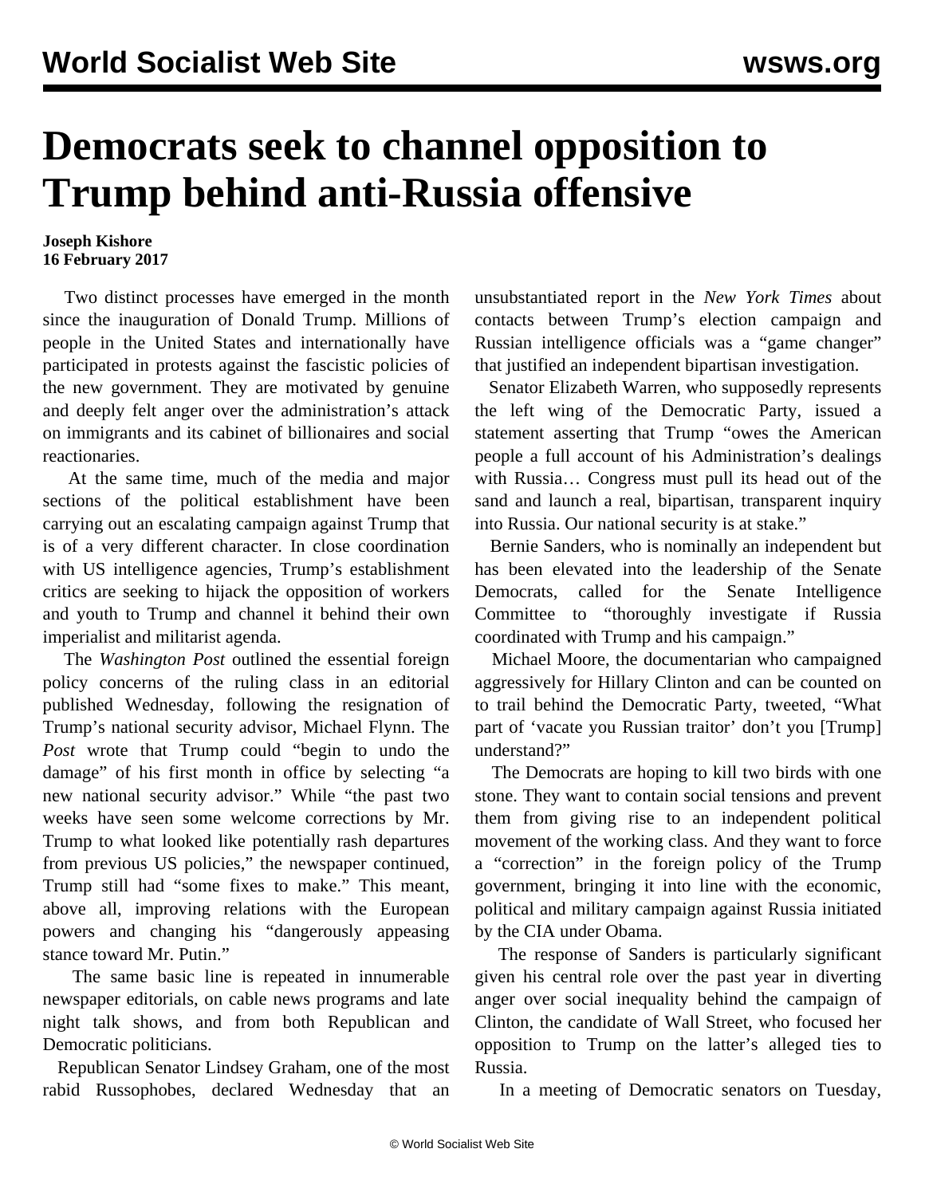# Democrats seek to channel opposition to Trump behind anti-Russia offensive

**Joseph Kishore**
**16 February 2017**

Two distinct processes have emerged in the month since the inauguration of Donald Trump. Millions of people in the United States and internationally have participated in protests against the fascistic policies of the new government. They are motivated by genuine and deeply felt anger over the administration's attack on immigrants and its cabinet of billionaires and social reactionaries.

At the same time, much of the media and major sections of the political establishment have been carrying out an escalating campaign against Trump that is of a very different character. In close coordination with US intelligence agencies, Trump's establishment critics are seeking to hijack the opposition of workers and youth to Trump and channel it behind their own imperialist and militarist agenda.

The *Washington Post* outlined the essential foreign policy concerns of the ruling class in an editorial published Wednesday, following the resignation of Trump's national security advisor, Michael Flynn. The *Post* wrote that Trump could "begin to undo the damage" of his first month in office by selecting "a new national security advisor." While "the past two weeks have seen some welcome corrections by Mr. Trump to what looked like potentially rash departures from previous US policies," the newspaper continued, Trump still had "some fixes to make." This meant, above all, improving relations with the European powers and changing his "dangerously appeasing stance toward Mr. Putin."

The same basic line is repeated in innumerable newspaper editorials, on cable news programs and late night talk shows, and from both Republican and Democratic politicians.

Republican Senator Lindsey Graham, one of the most rabid Russophobes, declared Wednesday that an unsubstantiated report in the *New York Times* about contacts between Trump's election campaign and Russian intelligence officials was a "game changer" that justified an independent bipartisan investigation.

Senator Elizabeth Warren, who supposedly represents the left wing of the Democratic Party, issued a statement asserting that Trump "owes the American people a full account of his Administration's dealings with Russia… Congress must pull its head out of the sand and launch a real, bipartisan, transparent inquiry into Russia. Our national security is at stake."

Bernie Sanders, who is nominally an independent but has been elevated into the leadership of the Senate Democrats, called for the Senate Intelligence Committee to "thoroughly investigate if Russia coordinated with Trump and his campaign."

Michael Moore, the documentarian who campaigned aggressively for Hillary Clinton and can be counted on to trail behind the Democratic Party, tweeted, "What part of 'vacate you Russian traitor' don't you [Trump] understand?"

The Democrats are hoping to kill two birds with one stone. They want to contain social tensions and prevent them from giving rise to an independent political movement of the working class. And they want to force a "correction" in the foreign policy of the Trump government, bringing it into line with the economic, political and military campaign against Russia initiated by the CIA under Obama.

The response of Sanders is particularly significant given his central role over the past year in diverting anger over social inequality behind the campaign of Clinton, the candidate of Wall Street, who focused her opposition to Trump on the latter's alleged ties to Russia.

In a meeting of Democratic senators on Tuesday,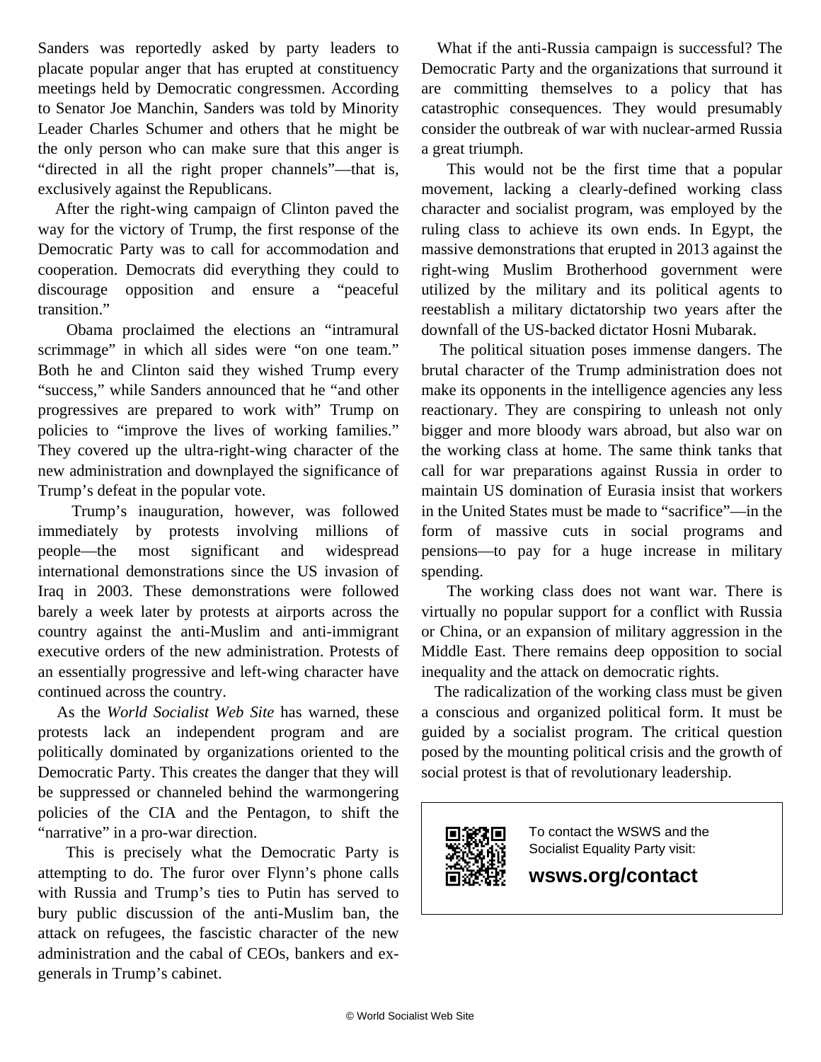Sanders was reportedly asked by party leaders to placate popular anger that has erupted at constituency meetings held by Democratic congressmen. According to Senator Joe Manchin, Sanders was told by Minority Leader Charles Schumer and others that he might be the only person who can make sure that this anger is "directed in all the right proper channels"—that is, exclusively against the Republicans.

After the right-wing campaign of Clinton paved the way for the victory of Trump, the first response of the Democratic Party was to call for accommodation and cooperation. Democrats did everything they could to discourage opposition and ensure a "peaceful transition."

Obama proclaimed the elections an "intramural scrimmage" in which all sides were "on one team." Both he and Clinton said they wished Trump every "success," while Sanders announced that he "and other progressives are prepared to work with" Trump on policies to "improve the lives of working families." They covered up the ultra-right-wing character of the new administration and downplayed the significance of Trump's defeat in the popular vote.

Trump's inauguration, however, was followed immediately by protests involving millions of people—the most significant and widespread international demonstrations since the US invasion of Iraq in 2003. These demonstrations were followed barely a week later by protests at airports across the country against the anti-Muslim and anti-immigrant executive orders of the new administration. Protests of an essentially progressive and left-wing character have continued across the country.

As the *World Socialist Web Site* has warned, these protests lack an independent program and are politically dominated by organizations oriented to the Democratic Party. This creates the danger that they will be suppressed or channeled behind the warmongering policies of the CIA and the Pentagon, to shift the "narrative" in a pro-war direction.

This is precisely what the Democratic Party is attempting to do. The furor over Flynn's phone calls with Russia and Trump's ties to Putin has served to bury public discussion of the anti-Muslim ban, the attack on refugees, the fascistic character of the new administration and the cabal of CEOs, bankers and ex-generals in Trump's cabinet.

What if the anti-Russia campaign is successful? The Democratic Party and the organizations that surround it are committing themselves to a policy that has catastrophic consequences. They would presumably consider the outbreak of war with nuclear-armed Russia a great triumph.

This would not be the first time that a popular movement, lacking a clearly-defined working class character and socialist program, was employed by the ruling class to achieve its own ends. In Egypt, the massive demonstrations that erupted in 2013 against the right-wing Muslim Brotherhood government were utilized by the military and its political agents to reestablish a military dictatorship two years after the downfall of the US-backed dictator Hosni Mubarak.

The political situation poses immense dangers. The brutal character of the Trump administration does not make its opponents in the intelligence agencies any less reactionary. They are conspiring to unleash not only bigger and more bloody wars abroad, but also war on the working class at home. The same think tanks that call for war preparations against Russia in order to maintain US domination of Eurasia insist that workers in the United States must be made to "sacrifice"—in the form of massive cuts in social programs and pensions—to pay for a huge increase in military spending.

The working class does not want war. There is virtually no popular support for a conflict with Russia or China, or an expansion of military aggression in the Middle East. There remains deep opposition to social inequality and the attack on democratic rights.

The radicalization of the working class must be given a conscious and organized political form. It must be guided by a socialist program. The critical question posed by the mounting political crisis and the growth of social protest is that of revolutionary leadership.

To contact the WSWS and the Socialist Equality Party visit:

**wsws.org/contact**